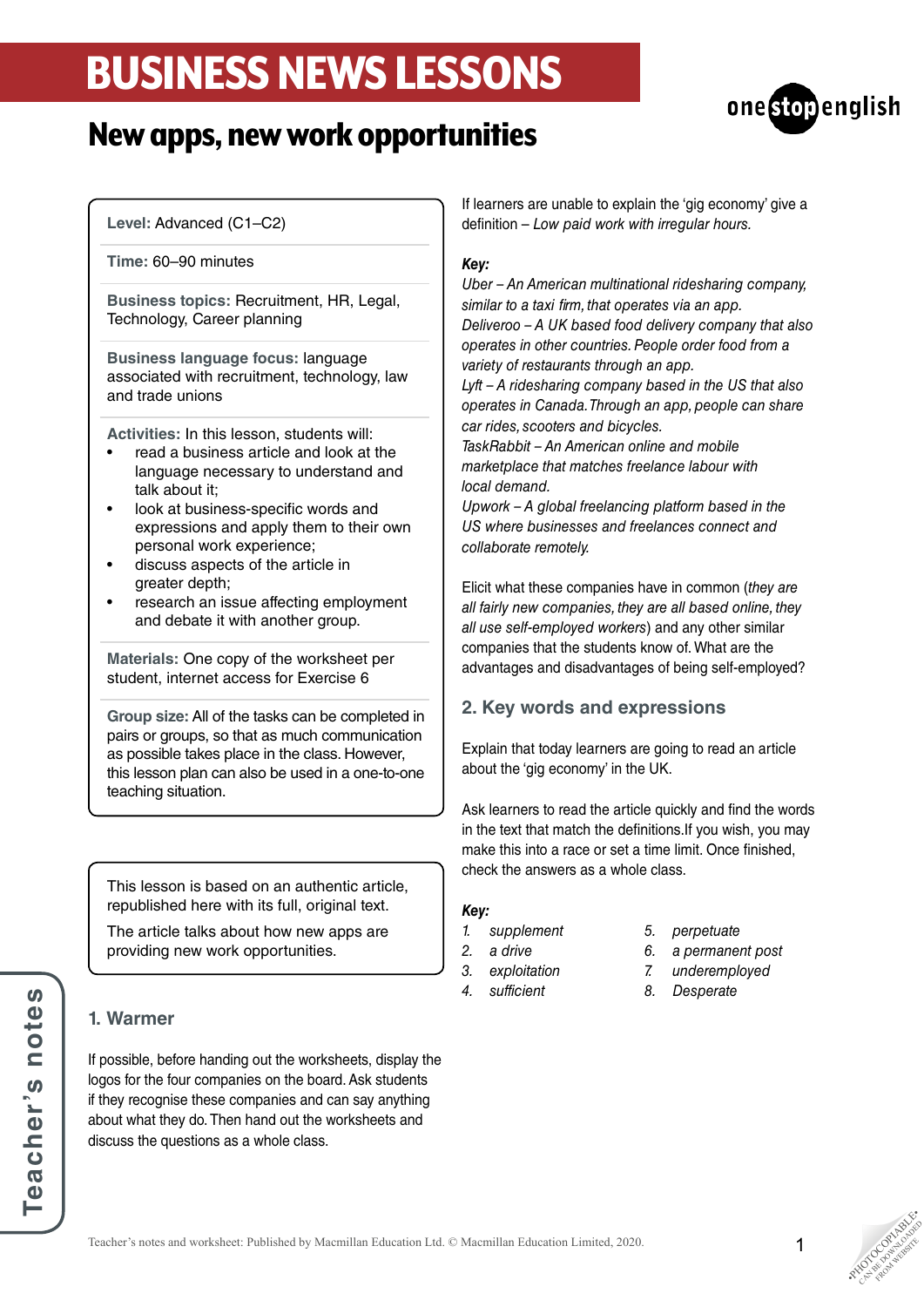# BUSINESS NEWS LESSONS

## New apps, new work opportunities

**Level:** Advanced (C1–C2)

**Time:** 60–90 minutes

**Business topics:** Recruitment, HR, Legal, Technology, Career planning

**Business language focus:** language associated with recruitment, technology, law and trade unions

**Activities:** In this lesson, students will:

- read a business article and look at the language necessary to understand and talk about it;
- look at business-specific words and expressions and apply them to their own personal work experience;
- discuss aspects of the article in greater depth;
- research an issue affecting employment and debate it with another group.

**Materials:** One copy of the worksheet per student, internet access for Exercise 6

**Group size:** All of the tasks can be completed in pairs or groups, so that as much communication as possible takes place in the class. However, this lesson plan can also be used in a one-to-one teaching situation.

This lesson is based on an authentic article, republished here with its full, original text.

The article talks about how new apps are providing new work opportunities.

### 1. Warmer

If possible, before handing out the worksheets, display the logos for the four companies on the board. Ask students if they recognise these companies and can say anything about what they do. Then hand out the worksheets and discuss the questions as a whole class.

If learners are unable to explain the 'gig economy' give a definition – *Low paid work with irregular hours.*

***Key:***

*Uber – An American multinational ridesharing company, similar to a taxi firm, that operates via an app.*
*Deliveroo – A UK based food delivery company that also operates in other countries. People order food from a variety of restaurants through an app.*
*Lyft – A ridesharing company based in the US that also operates in Canada. Through an app, people can share car rides, scooters and bicycles.*
*TaskRabbit – An American online and mobile marketplace that matches freelance labour with local demand.*
*Upwork – A global freelancing platform based in the US where businesses and freelances connect and collaborate remotely.*

Elicit what these companies have in common (*they are all fairly new companies, they are all based online, they all use self-employed workers*) and any other similar companies that the students know of. What are the advantages and disadvantages of being self-employed?

### 2. Key words and expressions

Explain that today learners are going to read an article about the 'gig economy' in the UK.

Ask learners to read the article quickly and find the words in the text that match the definitions.If you wish, you may make this into a race or set a time limit. Once finished, check the answers as a whole class.

***Key:***

1. *supplement*
2. *a drive*
3. *exploitation*
4. *sufficient*
5. *perpetuate*
6. *a permanent post*
7. *underemployed*
8. *Desperate*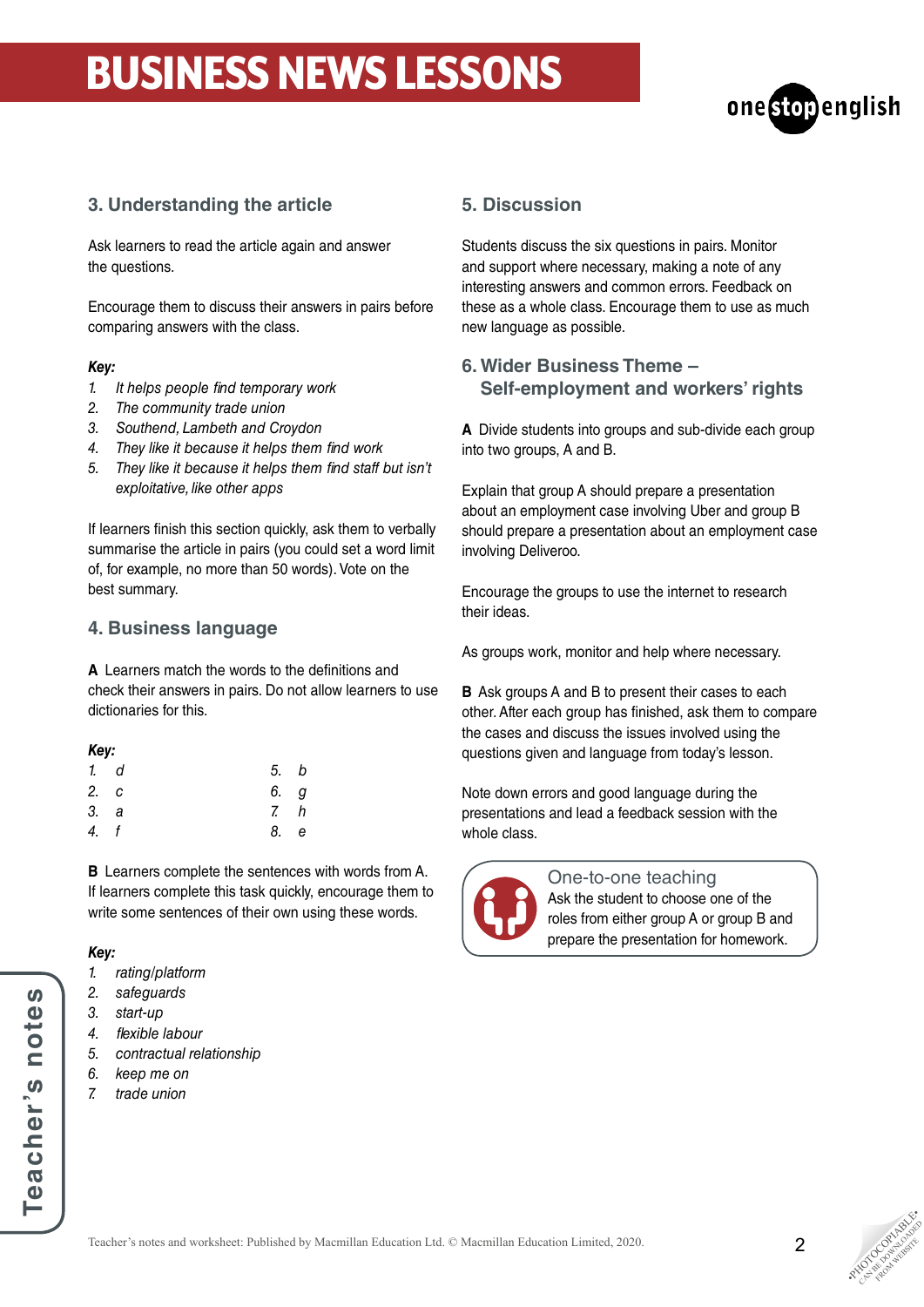# BUSINESS NEWS LESSONS

## 3. Understanding the article

Ask learners to read the article again and answer the questions.

Encourage them to discuss their answers in pairs before comparing answers with the class.

***Key:***

1. *It helps people find temporary work*
2. *The community trade union*
3. *Southend, Lambeth and Croydon*
4. *They like it because it helps them find work*
5. *They like it because it helps them find staff but isn't exploitative, like other apps*

If learners finish this section quickly, ask them to verbally summarise the article in pairs (you could set a word limit of, for example, no more than 50 words). Vote on the best summary.

## 4. Business language

**A** Learners match the words to the definitions and check their answers in pairs. Do not allow learners to use dictionaries for this.

***Key:***

| | |
|---|---|
| 1. *d* | 5. *b* |
| 2. *c* | 6. *g* |
| 3. *a* | 7. *h* |
| 4. *f* | 8. *e* |

**B** Learners complete the sentences with words from A. If learners complete this task quickly, encourage them to write some sentences of their own using these words.

***Key:***

1. *rating/platform*
2. *safeguards*
3. *start-up*
4. *flexible labour*
5. *contractual relationship*
6. *keep me on*
7. *trade union*

## 5. Discussion

Students discuss the six questions in pairs. Monitor and support where necessary, making a note of any interesting answers and common errors. Feedback on these as a whole class. Encourage them to use as much new language as possible.

## 6. Wider Business Theme – Self-employment and workers' rights

**A** Divide students into groups and sub-divide each group into two groups, A and B.

Explain that group A should prepare a presentation about an employment case involving Uber and group B should prepare a presentation about an employment case involving Deliveroo.

Encourage the groups to use the internet to research their ideas.

As groups work, monitor and help where necessary.

**B** Ask groups A and B to present their cases to each other. After each group has finished, ask them to compare the cases and discuss the issues involved using the questions given and language from today's lesson.

Note down errors and good language during the presentations and lead a feedback session with the whole class.

### One-to-one teaching

Ask the student to choose one of the roles from either group A or group B and prepare the presentation for homework.

Teacher's notes and worksheet: Published by Macmillan Education Ltd. © Macmillan Education Limited, 2020.